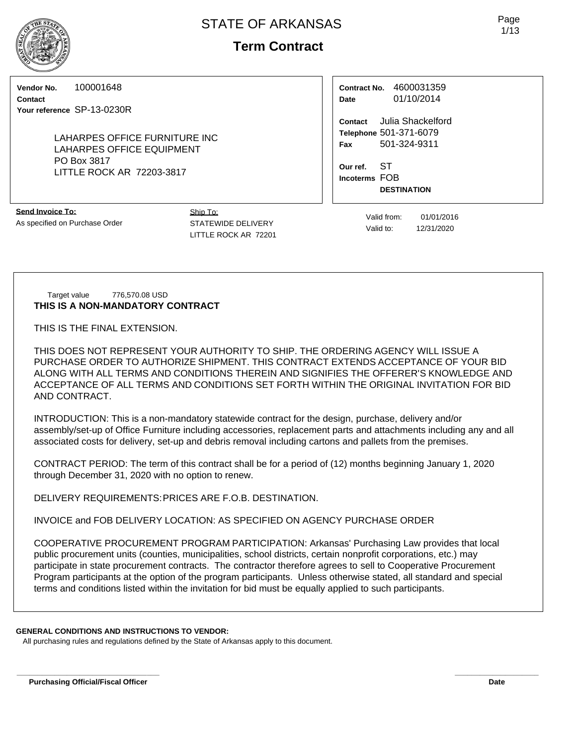# STATE OF ARKANSAS

## Term Contract

**Vendor No.** 100001648
**Contact**
**Your reference** SP-13-0230R

LAHARPES OFFICE FURNITURE INC
LAHARPES OFFICE EQUIPMENT
PO Box 3817
LITTLE ROCK AR 72203-3817

**Contract No.** 4600031359
**Date** 01/10/2014

**Contact** Julia Shackelford
**Telephone** 501-371-6079
**Fax** 501-324-9311

**Our ref.** ST
**Incoterms** FOB
**DESTINATION**

**Send Invoice To:**
As specified on Purchase Order

Ship To:
STATEWIDE DELIVERY
LITTLE ROCK AR 72201

Valid from: 01/01/2016
Valid to: 12/31/2020

Target value 776,570.08 USD

**THIS IS A NON-MANDATORY CONTRACT**

THIS IS THE FINAL EXTENSION.

THIS DOES NOT REPRESENT YOUR AUTHORITY TO SHIP. THE ORDERING AGENCY WILL ISSUE A PURCHASE ORDER TO AUTHORIZE SHIPMENT. THIS CONTRACT EXTENDS ACCEPTANCE OF YOUR BID ALONG WITH ALL TERMS AND CONDITIONS THEREIN AND SIGNIFIES THE OFFERER'S KNOWLEDGE AND ACCEPTANCE OF ALL TERMS AND CONDITIONS SET FORTH WITHIN THE ORIGINAL INVITATION FOR BID AND CONTRACT.

INTRODUCTION: This is a non-mandatory statewide contract for the design, purchase, delivery and/or assembly/set-up of Office Furniture including accessories, replacement parts and attachments including any and all associated costs for delivery, set-up and debris removal including cartons and pallets from the premises.

CONTRACT PERIOD: The term of this contract shall be for a period of (12) months beginning January 1, 2020 through December 31, 2020 with no option to renew.

DELIVERY REQUIREMENTS: PRICES ARE F.O.B. DESTINATION.

INVOICE and FOB DELIVERY LOCATION: AS SPECIFIED ON AGENCY PURCHASE ORDER

COOPERATIVE PROCUREMENT PROGRAM PARTICIPATION: Arkansas' Purchasing Law provides that local public procurement units (counties, municipalities, school districts, certain nonprofit corporations, etc.) may participate in state procurement contracts. The contractor therefore agrees to sell to Cooperative Procurement Program participants at the option of the program participants. Unless otherwise stated, all standard and special terms and conditions listed within the invitation for bid must be equally applied to such participants.

**GENERAL CONDITIONS AND INSTRUCTIONS TO VENDOR:**

All purchasing rules and regulations defined by the State of Arkansas apply to this document.

**Purchasing Official/Fiscal Officer** **Date**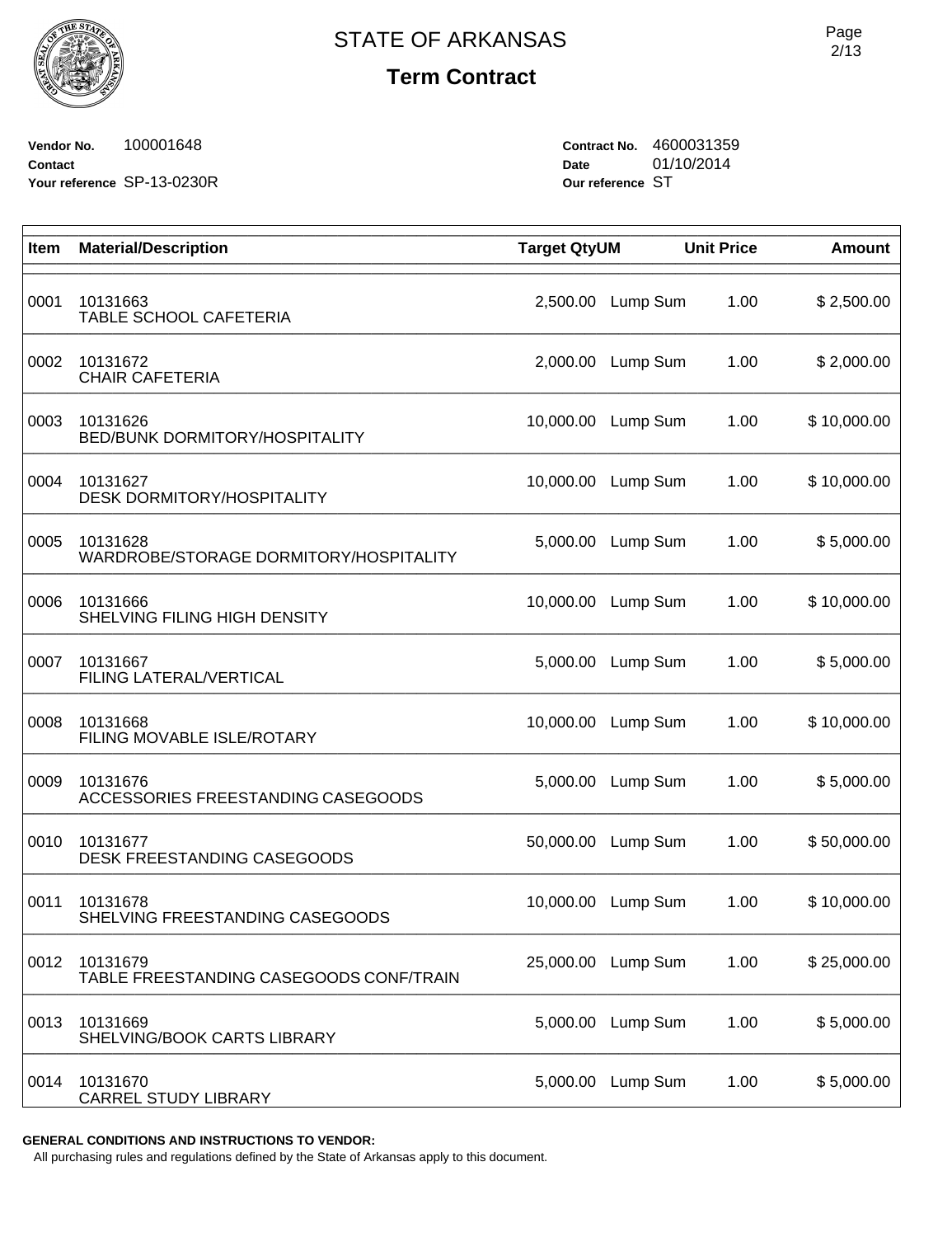# STATE OF ARKANSAS

## Term Contract

**Vendor No.** 100001648
**Contact**
**Your reference** SP-13-0230R

**Contract No.** 4600031359
**Date** 01/10/2014
**Our reference** ST

| Item | Material/Description | Target Qty | UM | Unit Price | Amount |
|---|---|---|---|---|---|
| 0001 | 10131663<br>TABLE SCHOOL CAFETERIA | 2,500.00 | Lump Sum | 1.00 | $ 2,500.00 |
| 0002 | 10131672<br>CHAIR CAFETERIA | 2,000.00 | Lump Sum | 1.00 | $ 2,000.00 |
| 0003 | 10131626<br>BED/BUNK DORMITORY/HOSPITALITY | 10,000.00 | Lump Sum | 1.00 | $ 10,000.00 |
| 0004 | 10131627<br>DESK DORMITORY/HOSPITALITY | 10,000.00 | Lump Sum | 1.00 | $ 10,000.00 |
| 0005 | 10131628<br>WARDROBE/STORAGE DORMITORY/HOSPITALITY | 5,000.00 | Lump Sum | 1.00 | $ 5,000.00 |
| 0006 | 10131666<br>SHELVING FILING HIGH DENSITY | 10,000.00 | Lump Sum | 1.00 | $ 10,000.00 |
| 0007 | 10131667<br>FILING LATERAL/VERTICAL | 5,000.00 | Lump Sum | 1.00 | $ 5,000.00 |
| 0008 | 10131668<br>FILING MOVABLE ISLE/ROTARY | 10,000.00 | Lump Sum | 1.00 | $ 10,000.00 |
| 0009 | 10131676<br>ACCESSORIES FREESTANDING CASEGOODS | 5,000.00 | Lump Sum | 1.00 | $ 5,000.00 |
| 0010 | 10131677<br>DESK FREESTANDING CASEGOODS | 50,000.00 | Lump Sum | 1.00 | $ 50,000.00 |
| 0011 | 10131678<br>SHELVING FREESTANDING CASEGOODS | 10,000.00 | Lump Sum | 1.00 | $ 10,000.00 |
| 0012 | 10131679<br>TABLE FREESTANDING CASEGOODS CONF/TRAIN | 25,000.00 | Lump Sum | 1.00 | $ 25,000.00 |
| 0013 | 10131669<br>SHELVING/BOOK CARTS LIBRARY | 5,000.00 | Lump Sum | 1.00 | $ 5,000.00 |
| 0014 | 10131670<br>CARREL STUDY LIBRARY | 5,000.00 | Lump Sum | 1.00 | $ 5,000.00 |

**GENERAL CONDITIONS AND INSTRUCTIONS TO VENDOR:**

All purchasing rules and regulations defined by the State of Arkansas apply to this document.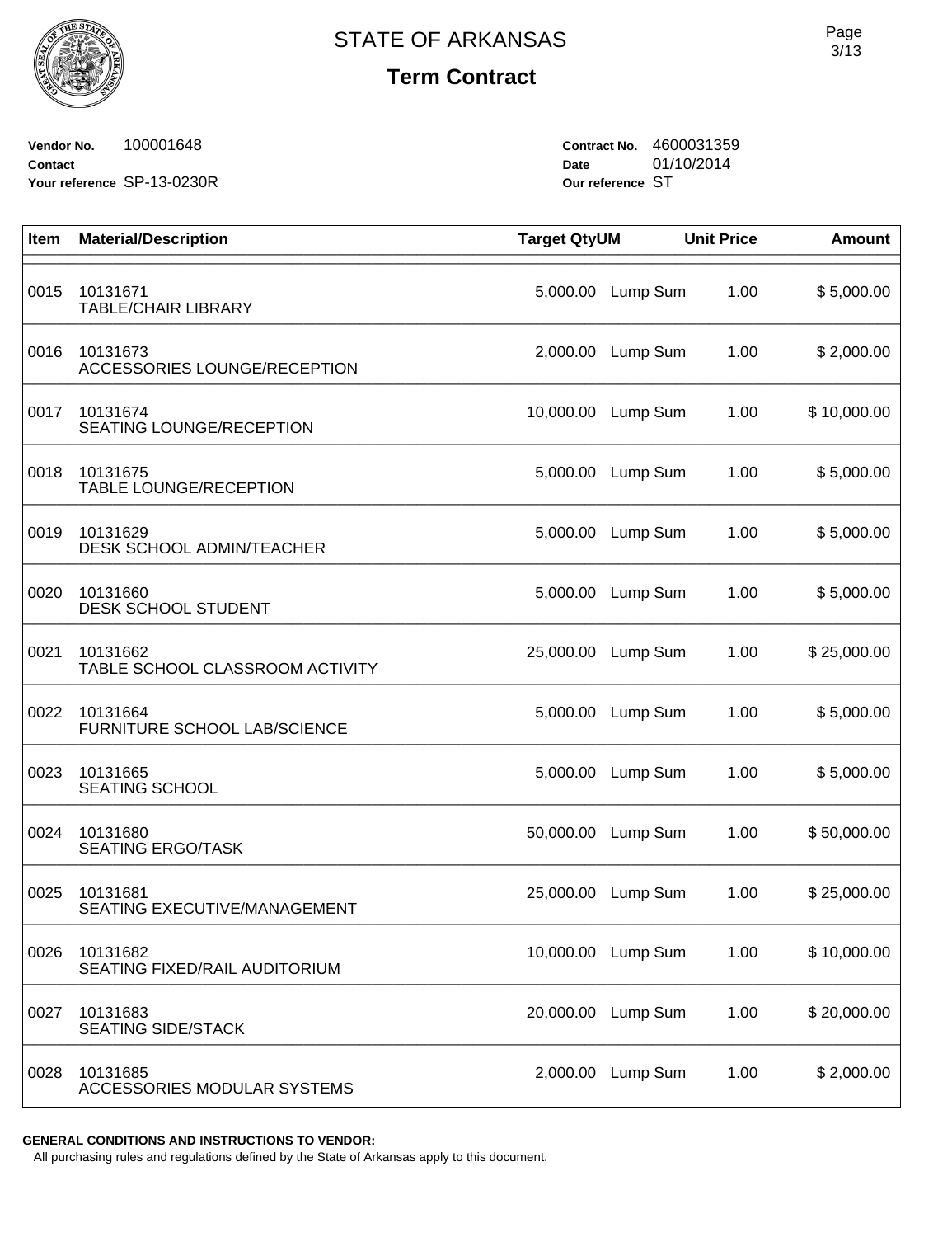# STATE OF ARKANSAS

## Term Contract

**Vendor No.** 100001648
**Contact**
**Your reference** SP-13-0230R

**Contract No.** 4600031359
**Date** 01/10/2014
**Our reference** ST

| Item | Material/Description | Target Qty | UM | Unit Price | Amount |
|---|---|---|---|---|---|
| 0015 | 10131671<br>TABLE/CHAIR LIBRARY | 5,000.00 | Lump Sum | 1.00 | $ 5,000.00 |
| 0016 | 10131673<br>ACCESSORIES LOUNGE/RECEPTION | 2,000.00 | Lump Sum | 1.00 | $ 2,000.00 |
| 0017 | 10131674<br>SEATING LOUNGE/RECEPTION | 10,000.00 | Lump Sum | 1.00 | $ 10,000.00 |
| 0018 | 10131675<br>TABLE LOUNGE/RECEPTION | 5,000.00 | Lump Sum | 1.00 | $ 5,000.00 |
| 0019 | 10131629<br>DESK SCHOOL ADMIN/TEACHER | 5,000.00 | Lump Sum | 1.00 | $ 5,000.00 |
| 0020 | 10131660<br>DESK SCHOOL STUDENT | 5,000.00 | Lump Sum | 1.00 | $ 5,000.00 |
| 0021 | 10131662<br>TABLE SCHOOL CLASSROOM ACTIVITY | 25,000.00 | Lump Sum | 1.00 | $ 25,000.00 |
| 0022 | 10131664<br>FURNITURE SCHOOL LAB/SCIENCE | 5,000.00 | Lump Sum | 1.00 | $ 5,000.00 |
| 0023 | 10131665<br>SEATING SCHOOL | 5,000.00 | Lump Sum | 1.00 | $ 5,000.00 |
| 0024 | 10131680<br>SEATING ERGO/TASK | 50,000.00 | Lump Sum | 1.00 | $ 50,000.00 |
| 0025 | 10131681<br>SEATING EXECUTIVE/MANAGEMENT | 25,000.00 | Lump Sum | 1.00 | $ 25,000.00 |
| 0026 | 10131682<br>SEATING FIXED/RAIL AUDITORIUM | 10,000.00 | Lump Sum | 1.00 | $ 10,000.00 |
| 0027 | 10131683<br>SEATING SIDE/STACK | 20,000.00 | Lump Sum | 1.00 | $ 20,000.00 |
| 0028 | 10131685<br>ACCESSORIES MODULAR SYSTEMS | 2,000.00 | Lump Sum | 1.00 | $ 2,000.00 |

**GENERAL CONDITIONS AND INSTRUCTIONS TO VENDOR:**
All purchasing rules and regulations defined by the State of Arkansas apply to this document.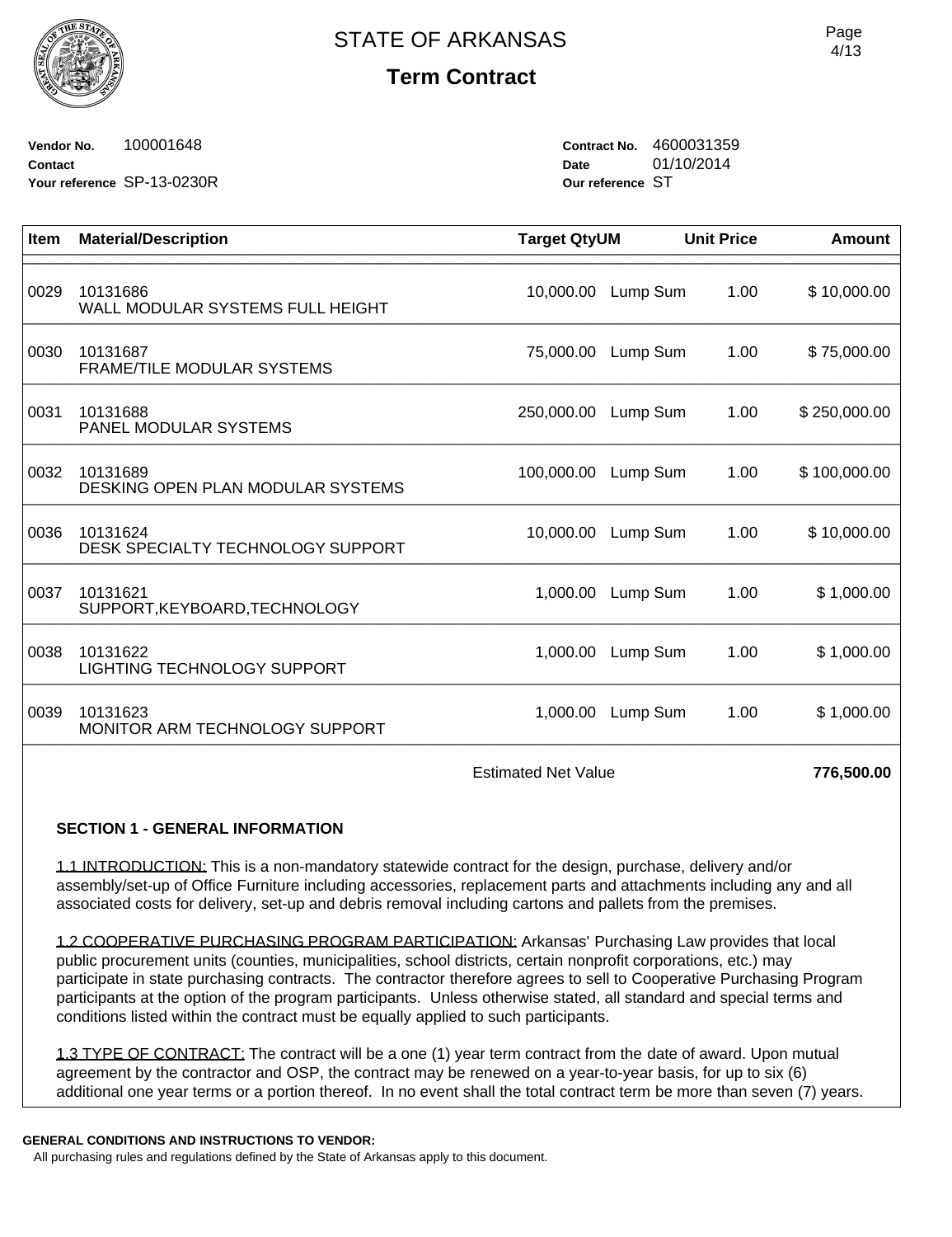# STATE OF ARKANSAS

## Term Contract

**Vendor No.** 100001648
**Contact**
**Your reference** SP-13-0230R

**Contract No.** 4600031359
**Date** 01/10/2014
**Our reference** ST

| Item | Material/Description | Target Qty | UM | Unit Price | Amount |
|---|---|---|---|---|---|
| 0029 | 10131686<br>WALL MODULAR SYSTEMS FULL HEIGHT | 10,000.00 | Lump Sum | 1.00 | $ 10,000.00 |
| 0030 | 10131687<br>FRAME/TILE MODULAR SYSTEMS | 75,000.00 | Lump Sum | 1.00 | $ 75,000.00 |
| 0031 | 10131688<br>PANEL MODULAR SYSTEMS | 250,000.00 | Lump Sum | 1.00 | $ 250,000.00 |
| 0032 | 10131689<br>DESKING OPEN PLAN MODULAR SYSTEMS | 100,000.00 | Lump Sum | 1.00 | $ 100,000.00 |
| 0036 | 10131624<br>DESK SPECIALTY TECHNOLOGY SUPPORT | 10,000.00 | Lump Sum | 1.00 | $ 10,000.00 |
| 0037 | 10131621<br>SUPPORT,KEYBOARD,TECHNOLOGY | 1,000.00 | Lump Sum | 1.00 | $ 1,000.00 |
| 0038 | 10131622<br>LIGHTING TECHNOLOGY SUPPORT | 1,000.00 | Lump Sum | 1.00 | $ 1,000.00 |
| 0039 | 10131623<br>MONITOR ARM TECHNOLOGY SUPPORT | 1,000.00 | Lump Sum | 1.00 | $ 1,000.00 |
| | | | Estimated Net Value | | **776,500.00** |

### SECTION 1 - GENERAL INFORMATION

1.1 INTRODUCTION: This is a non-mandatory statewide contract for the design, purchase, delivery and/or assembly/set-up of Office Furniture including accessories, replacement parts and attachments including any and all associated costs for delivery, set-up and debris removal including cartons and pallets from the premises.

1.2 COOPERATIVE PURCHASING PROGRAM PARTICIPATION: Arkansas' Purchasing Law provides that local public procurement units (counties, municipalities, school districts, certain nonprofit corporations, etc.) may participate in state purchasing contracts. The contractor therefore agrees to sell to Cooperative Purchasing Program participants at the option of the program participants. Unless otherwise stated, all standard and special terms and conditions listed within the contract must be equally applied to such participants.

1.3 TYPE OF CONTRACT: The contract will be a one (1) year term contract from the date of award. Upon mutual agreement by the contractor and OSP, the contract may be renewed on a year-to-year basis, for up to six (6) additional one year terms or a portion thereof. In no event shall the total contract term be more than seven (7) years.

**GENERAL CONDITIONS AND INSTRUCTIONS TO VENDOR:**
All purchasing rules and regulations defined by the State of Arkansas apply to this document.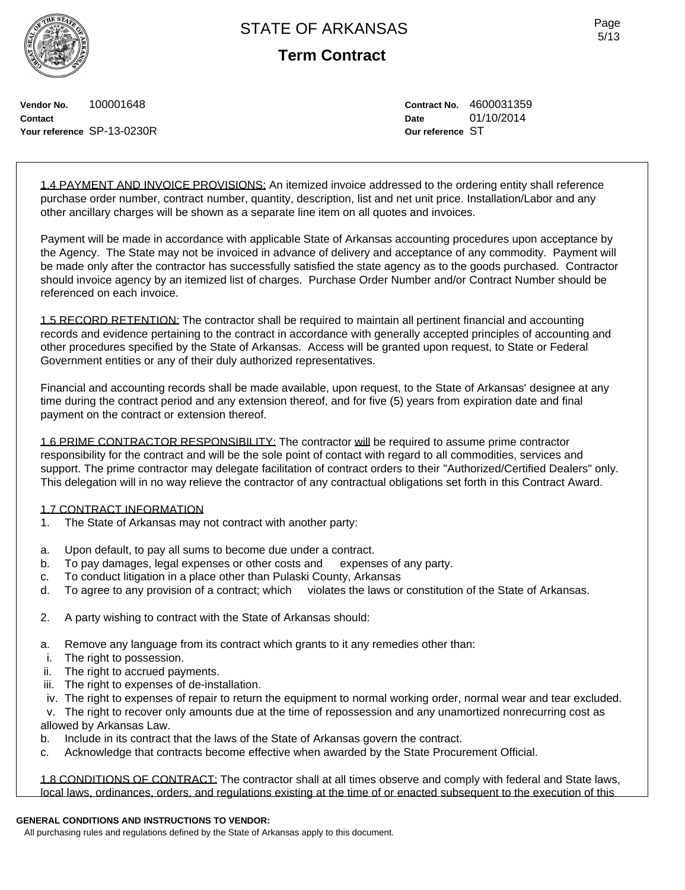# STATE OF ARKANSAS

## Term Contract

**Vendor No.** 100001648
**Contact**
**Your reference** SP-13-0230R

**Contract No.** 4600031359
**Date** 01/10/2014
**Our reference** ST

1.4 PAYMENT AND INVOICE PROVISIONS: An itemized invoice addressed to the ordering entity shall reference purchase order number, contract number, quantity, description, list and net unit price. Installation/Labor and any other ancillary charges will be shown as a separate line item on all quotes and invoices.

Payment will be made in accordance with applicable State of Arkansas accounting procedures upon acceptance by the Agency. The State may not be invoiced in advance of delivery and acceptance of any commodity. Payment will be made only after the contractor has successfully satisfied the state agency as to the goods purchased. Contractor should invoice agency by an itemized list of charges. Purchase Order Number and/or Contract Number should be referenced on each invoice.

1.5 RECORD RETENTION: The contractor shall be required to maintain all pertinent financial and accounting records and evidence pertaining to the contract in accordance with generally accepted principles of accounting and other procedures specified by the State of Arkansas. Access will be granted upon request, to State or Federal Government entities or any of their duly authorized representatives.

Financial and accounting records shall be made available, upon request, to the State of Arkansas' designee at any time during the contract period and any extension thereof, and for five (5) years from expiration date and final payment on the contract or extension thereof.

1.6 PRIME CONTRACTOR RESPONSIBILITY: The contractor will be required to assume prime contractor responsibility for the contract and will be the sole point of contact with regard to all commodities, services and support. The prime contractor may delegate facilitation of contract orders to their "Authorized/Certified Dealers" only. This delegation will in no way relieve the contractor of any contractual obligations set forth in this Contract Award.

1.7 CONTRACT INFORMATION

1. The State of Arkansas may not contract with another party:

a. Upon default, to pay all sums to become due under a contract.
b. To pay damages, legal expenses or other costs and expenses of any party.
c. To conduct litigation in a place other than Pulaski County, Arkansas
d. To agree to any provision of a contract; which violates the laws or constitution of the State of Arkansas.

2. A party wishing to contract with the State of Arkansas should:

a. Remove any language from its contract which grants to it any remedies other than:
   i. The right to possession.
   ii. The right to accrued payments.
   iii. The right to expenses of de-installation.
   iv. The right to expenses of repair to return the equipment to normal working order, normal wear and tear excluded.
   v. The right to recover only amounts due at the time of repossession and any unamortized nonrecurring cost as allowed by Arkansas Law.
b. Include in its contract that the laws of the State of Arkansas govern the contract.
c. Acknowledge that contracts become effective when awarded by the State Procurement Official.

1.8 CONDITIONS OF CONTRACT: The contractor shall at all times observe and comply with federal and State laws, local laws, ordinances, orders, and regulations existing at the time of or enacted subsequent to the execution of this

**GENERAL CONDITIONS AND INSTRUCTIONS TO VENDOR:**
All purchasing rules and regulations defined by the State of Arkansas apply to this document.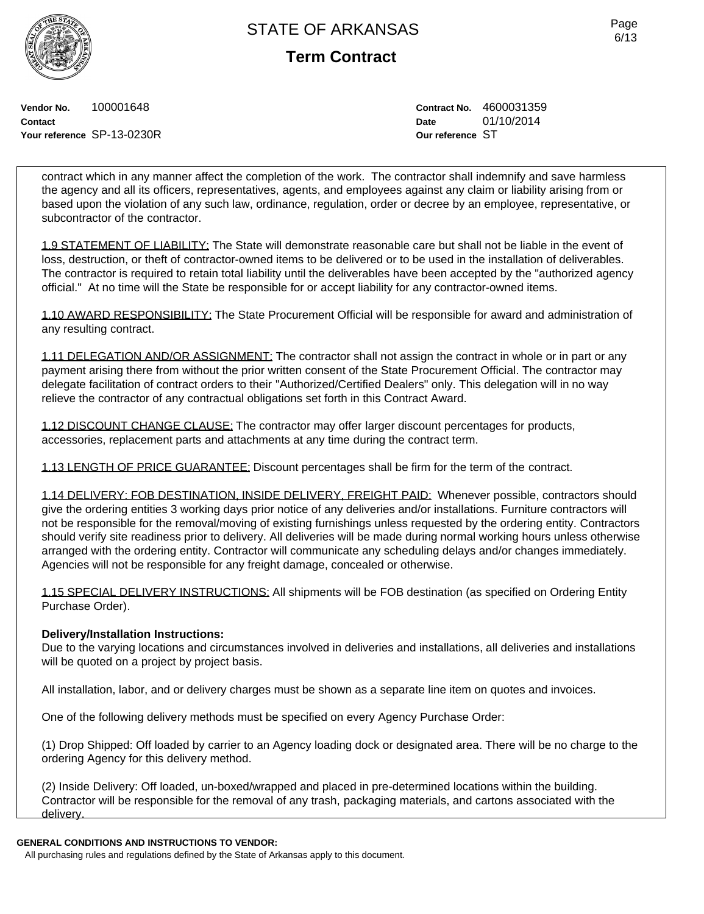contract which in any manner affect the completion of the work. The contractor shall indemnify and save harmless the agency and all its officers, representatives, agents, and employees against any claim or liability arising from or based upon the violation of any such law, ordinance, regulation, order or decree by an employee, representative, or subcontractor of the contractor.

1.9 STATEMENT OF LIABILITY: The State will demonstrate reasonable care but shall not be liable in the event of loss, destruction, or theft of contractor-owned items to be delivered or to be used in the installation of deliverables. The contractor is required to retain total liability until the deliverables have been accepted by the "authorized agency official." At no time will the State be responsible for or accept liability for any contractor-owned items.

1.10 AWARD RESPONSIBILITY: The State Procurement Official will be responsible for award and administration of any resulting contract.

1.11 DELEGATION AND/OR ASSIGNMENT: The contractor shall not assign the contract in whole or in part or any payment arising there from without the prior written consent of the State Procurement Official. The contractor may delegate facilitation of contract orders to their "Authorized/Certified Dealers" only. This delegation will in no way relieve the contractor of any contractual obligations set forth in this Contract Award.

1.12 DISCOUNT CHANGE CLAUSE: The contractor may offer larger discount percentages for products, accessories, replacement parts and attachments at any time during the contract term.

1.13 LENGTH OF PRICE GUARANTEE: Discount percentages shall be firm for the term of the contract.

1.14 DELIVERY: FOB DESTINATION, INSIDE DELIVERY, FREIGHT PAID: Whenever possible, contractors should give the ordering entities 3 working days prior notice of any deliveries and/or installations. Furniture contractors will not be responsible for the removal/moving of existing furnishings unless requested by the ordering entity. Contractors should verify site readiness prior to delivery. All deliveries will be made during normal working hours unless otherwise arranged with the ordering entity. Contractor will communicate any scheduling delays and/or changes immediately. Agencies will not be responsible for any freight damage, concealed or otherwise.

1.15 SPECIAL DELIVERY INSTRUCTIONS: All shipments will be FOB destination (as specified on Ordering Entity Purchase Order).

**Delivery/Installation Instructions:**
Due to the varying locations and circumstances involved in deliveries and installations, all deliveries and installations will be quoted on a project by project basis.

All installation, labor, and or delivery charges must be shown as a separate line item on quotes and invoices.

One of the following delivery methods must be specified on every Agency Purchase Order:

(1) Drop Shipped: Off loaded by carrier to an Agency loading dock or designated area. There will be no charge to the ordering Agency for this delivery method.

(2) Inside Delivery: Off loaded, un-boxed/wrapped and placed in pre-determined locations within the building. Contractor will be responsible for the removal of any trash, packaging materials, and cartons associated with the delivery.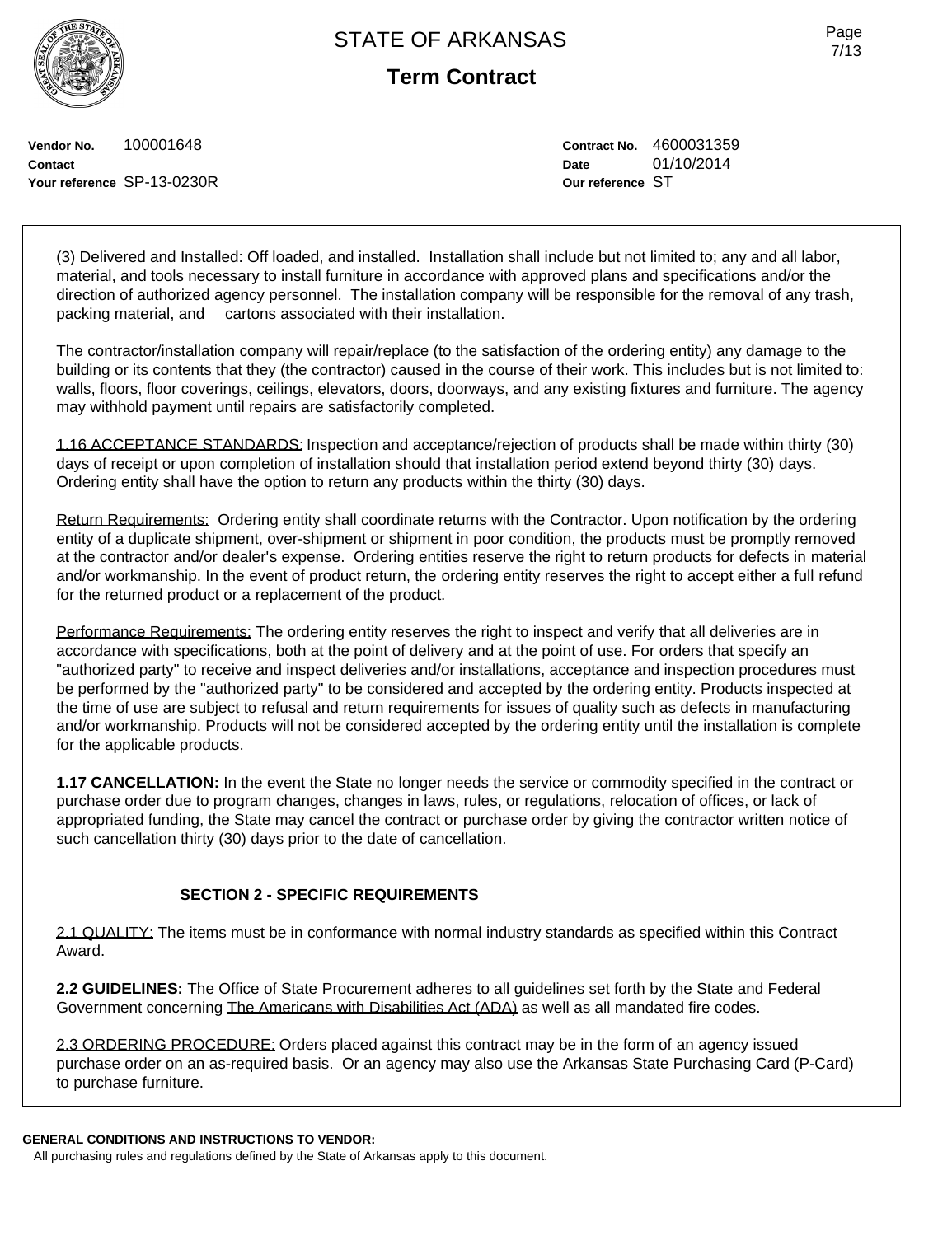Vendor No. 100001648
Contact
Your reference SP-13-0230R

Contract No. 4600031359
Date 01/10/2014
Our reference ST

(3) Delivered and Installed: Off loaded, and installed. Installation shall include but not limited to; any and all labor, material, and tools necessary to install furniture in accordance with approved plans and specifications and/or the direction of authorized agency personnel. The installation company will be responsible for the removal of any trash, packing material, and cartons associated with their installation.

The contractor/installation company will repair/replace (to the satisfaction of the ordering entity) any damage to the building or its contents that they (the contractor) caused in the course of their work. This includes but is not limited to: walls, floors, floor coverings, ceilings, elevators, doors, doorways, and any existing fixtures and furniture. The agency may withhold payment until repairs are satisfactorily completed.

1.16 ACCEPTANCE STANDARDS: Inspection and acceptance/rejection of products shall be made within thirty (30) days of receipt or upon completion of installation should that installation period extend beyond thirty (30) days. Ordering entity shall have the option to return any products within the thirty (30) days.

Return Requirements: Ordering entity shall coordinate returns with the Contractor. Upon notification by the ordering entity of a duplicate shipment, over-shipment or shipment in poor condition, the products must be promptly removed at the contractor and/or dealer's expense. Ordering entities reserve the right to return products for defects in material and/or workmanship. In the event of product return, the ordering entity reserves the right to accept either a full refund for the returned product or a replacement of the product.

Performance Requirements: The ordering entity reserves the right to inspect and verify that all deliveries are in accordance with specifications, both at the point of delivery and at the point of use. For orders that specify an "authorized party" to receive and inspect deliveries and/or installations, acceptance and inspection procedures must be performed by the "authorized party" to be considered and accepted by the ordering entity. Products inspected at the time of use are subject to refusal and return requirements for issues of quality such as defects in manufacturing and/or workmanship. Products will not be considered accepted by the ordering entity until the installation is complete for the applicable products.

**1.17 CANCELLATION:** In the event the State no longer needs the service or commodity specified in the contract or purchase order due to program changes, changes in laws, rules, or regulations, relocation of offices, or lack of appropriated funding, the State may cancel the contract or purchase order by giving the contractor written notice of such cancellation thirty (30) days prior to the date of cancellation.

## SECTION 2 - SPECIFIC REQUIREMENTS

2.1 QUALITY: The items must be in conformance with normal industry standards as specified within this Contract Award.

**2.2 GUIDELINES:** The Office of State Procurement adheres to all guidelines set forth by the State and Federal Government concerning The Americans with Disabilities Act (ADA) as well as all mandated fire codes.

2.3 ORDERING PROCEDURE: Orders placed against this contract may be in the form of an agency issued purchase order on an as-required basis. Or an agency may also use the Arkansas State Purchasing Card (P-Card) to purchase furniture.

**GENERAL CONDITIONS AND INSTRUCTIONS TO VENDOR:**
All purchasing rules and regulations defined by the State of Arkansas apply to this document.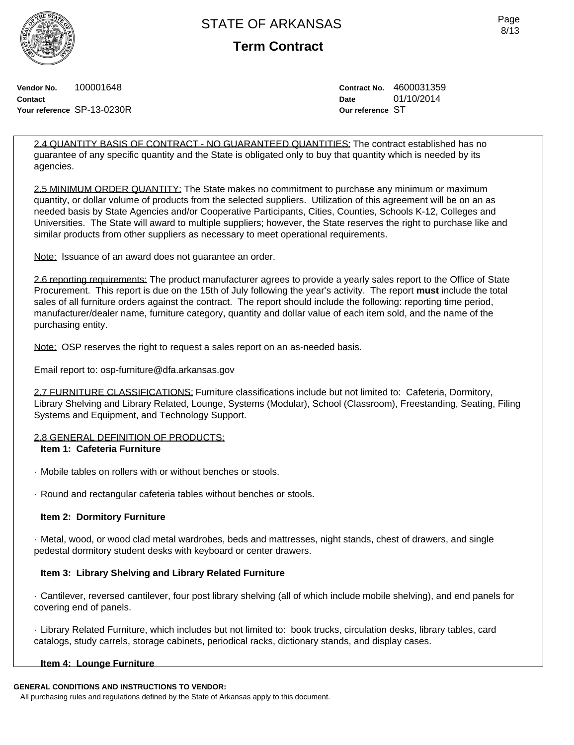**Vendor No.** 100001648
**Contact**
**Your reference** SP-13-0230R

**Contract No.** 4600031359
**Date** 01/10/2014
**Our reference** ST

2.4 QUANTITY BASIS OF CONTRACT - NO GUARANTEED QUANTITIES: The contract established has no guarantee of any specific quantity and the State is obligated only to buy that quantity which is needed by its agencies.

2.5 MINIMUM ORDER QUANTITY: The State makes no commitment to purchase any minimum or maximum quantity, or dollar volume of products from the selected suppliers. Utilization of this agreement will be on an as needed basis by State Agencies and/or Cooperative Participants, Cities, Counties, Schools K-12, Colleges and Universities. The State will award to multiple suppliers; however, the State reserves the right to purchase like and similar products from other suppliers as necessary to meet operational requirements.

Note: Issuance of an award does not guarantee an order.

2.6 reporting requirements: The product manufacturer agrees to provide a yearly sales report to the Office of State Procurement. This report is due on the 15th of July following the year's activity. The report **must** include the total sales of all furniture orders against the contract. The report should include the following: reporting time period, manufacturer/dealer name, furniture category, quantity and dollar value of each item sold, and the name of the purchasing entity.

Note: OSP reserves the right to request a sales report on an as-needed basis.

Email report to: osp-furniture@dfa.arkansas.gov

2.7 FURNITURE CLASSIFICATIONS: Furniture classifications include but not limited to: Cafeteria, Dormitory, Library Shelving and Library Related, Lounge, Systems (Modular), School (Classroom), Freestanding, Seating, Filing Systems and Equipment, and Technology Support.

2.8 GENERAL DEFINITION OF PRODUCTS:

**Item 1: Cafeteria Furniture**

· Mobile tables on rollers with or without benches or stools.

· Round and rectangular cafeteria tables without benches or stools.

**Item 2: Dormitory Furniture**

· Metal, wood, or wood clad metal wardrobes, beds and mattresses, night stands, chest of drawers, and single pedestal dormitory student desks with keyboard or center drawers.

**Item 3: Library Shelving and Library Related Furniture**

· Cantilever, reversed cantilever, four post library shelving (all of which include mobile shelving), and end panels for covering end of panels.

· Library Related Furniture, which includes but not limited to: book trucks, circulation desks, library tables, card catalogs, study carrels, storage cabinets, periodical racks, dictionary stands, and display cases.

**Item 4: Lounge Furniture**

**GENERAL CONDITIONS AND INSTRUCTIONS TO VENDOR:**
All purchasing rules and regulations defined by the State of Arkansas apply to this document.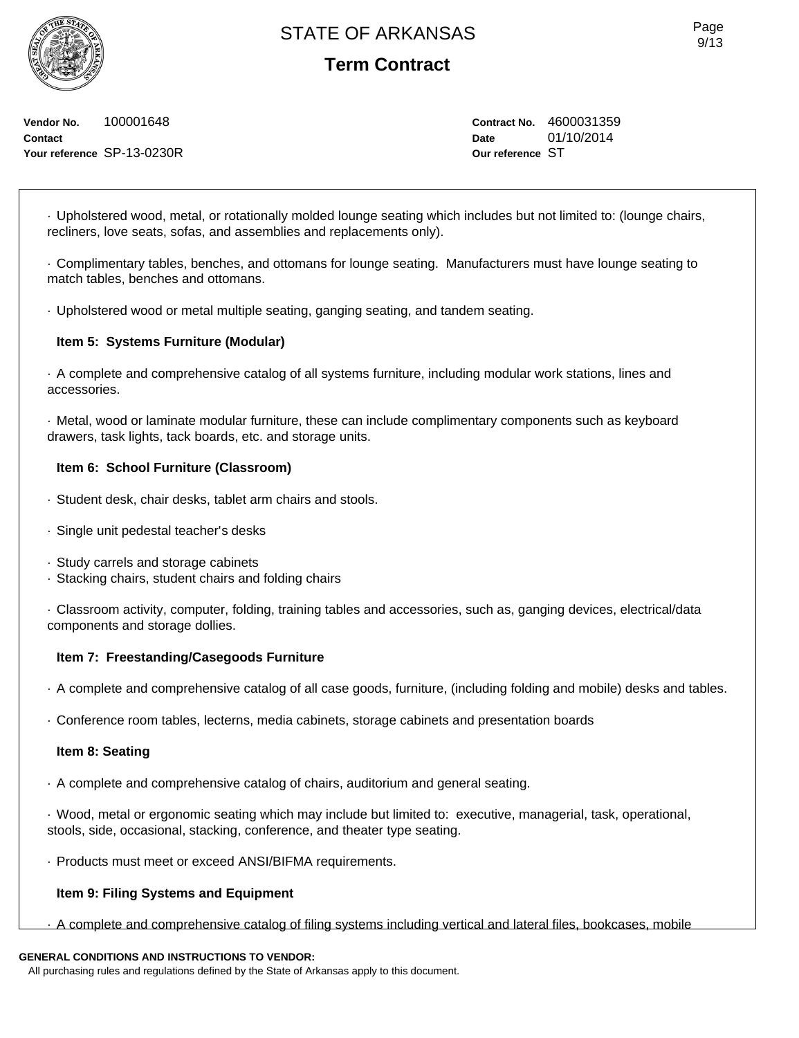Vendor No. 100001648
Contact
Your reference SP-13-0230R

Contract No. 4600031359
Date 01/10/2014
Our reference ST

· Upholstered wood, metal, or rotationally molded lounge seating which includes but not limited to: (lounge chairs, recliners, love seats, sofas, and assemblies and replacements only).

· Complimentary tables, benches, and ottomans for lounge seating. Manufacturers must have lounge seating to match tables, benches and ottomans.

· Upholstered wood or metal multiple seating, ganging seating, and tandem seating.

**Item 5: Systems Furniture (Modular)**

· A complete and comprehensive catalog of all systems furniture, including modular work stations, lines and accessories.

· Metal, wood or laminate modular furniture, these can include complimentary components such as keyboard drawers, task lights, tack boards, etc. and storage units.

**Item 6: School Furniture (Classroom)**

· Student desk, chair desks, tablet arm chairs and stools.

· Single unit pedestal teacher's desks

· Study carrels and storage cabinets
· Stacking chairs, student chairs and folding chairs

· Classroom activity, computer, folding, training tables and accessories, such as, ganging devices, electrical/data components and storage dollies.

**Item 7: Freestanding/Casegoods Furniture**

· A complete and comprehensive catalog of all case goods, furniture, (including folding and mobile) desks and tables.

· Conference room tables, lecterns, media cabinets, storage cabinets and presentation boards

**Item 8: Seating**

· A complete and comprehensive catalog of chairs, auditorium and general seating.

· Wood, metal or ergonomic seating which may include but limited to: executive, managerial, task, operational, stools, side, occasional, stacking, conference, and theater type seating.

· Products must meet or exceed ANSI/BIFMA requirements.

**Item 9: Filing Systems and Equipment**

· A complete and comprehensive catalog of filing systems including vertical and lateral files, bookcases, mobile

**GENERAL CONDITIONS AND INSTRUCTIONS TO VENDOR:**
All purchasing rules and regulations defined by the State of Arkansas apply to this document.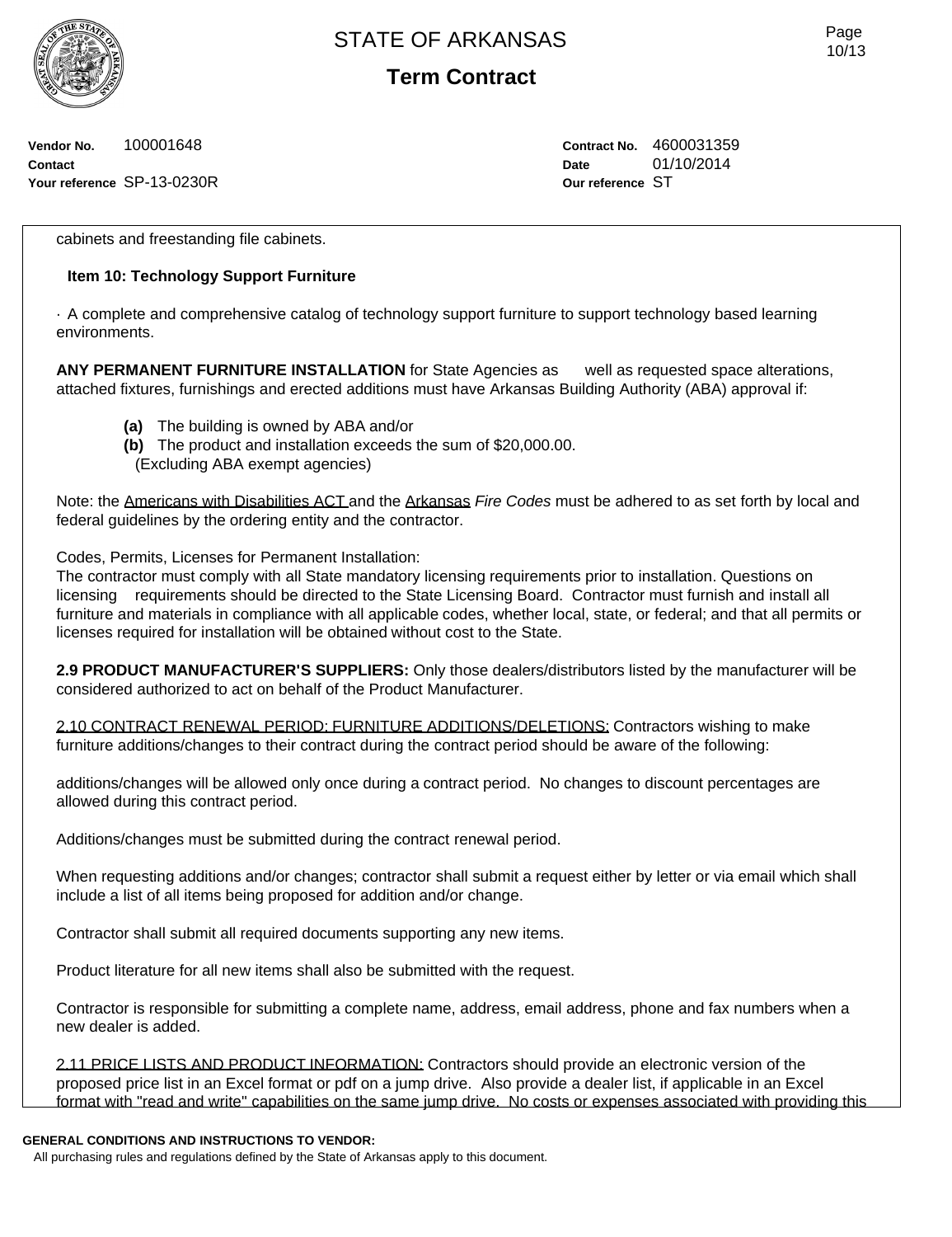cabinets and freestanding file cabinets.

**Item 10: Technology Support Furniture**

· A complete and comprehensive catalog of technology support furniture to support technology based learning environments.

**ANY PERMANENT FURNITURE INSTALLATION** for State Agencies as well as requested space alterations, attached fixtures, furnishings and erected additions must have Arkansas Building Authority (ABA) approval if:

- **(a)** The building is owned by ABA and/or
- **(b)** The product and installation exceeds the sum of $20,000.00.
  (Excluding ABA exempt agencies)

Note: the Americans with Disabilities ACT and the Arkansas *Fire Codes* must be adhered to as set forth by local and federal guidelines by the ordering entity and the contractor.

Codes, Permits, Licenses for Permanent Installation:
The contractor must comply with all State mandatory licensing requirements prior to installation. Questions on licensing requirements should be directed to the State Licensing Board. Contractor must furnish and install all furniture and materials in compliance with all applicable codes, whether local, state, or federal; and that all permits or licenses required for installation will be obtained without cost to the State.

**2.9 PRODUCT MANUFACTURER'S SUPPLIERS:** Only those dealers/distributors listed by the manufacturer will be considered authorized to act on behalf of the Product Manufacturer.

2.10 CONTRACT RENEWAL PERIOD: FURNITURE ADDITIONS/DELETIONS: Contractors wishing to make furniture additions/changes to their contract during the contract period should be aware of the following:

additions/changes will be allowed only once during a contract period. No changes to discount percentages are allowed during this contract period.

Additions/changes must be submitted during the contract renewal period.

When requesting additions and/or changes; contractor shall submit a request either by letter or via email which shall include a list of all items being proposed for addition and/or change.

Contractor shall submit all required documents supporting any new items.

Product literature for all new items shall also be submitted with the request.

Contractor is responsible for submitting a complete name, address, email address, phone and fax numbers when a new dealer is added.

2.11 PRICE LISTS AND PRODUCT INFORMATION: Contractors should provide an electronic version of the proposed price list in an Excel format or pdf on a jump drive. Also provide a dealer list, if applicable in an Excel format with "read and write" capabilities on the same jump drive. No costs or expenses associated with providing this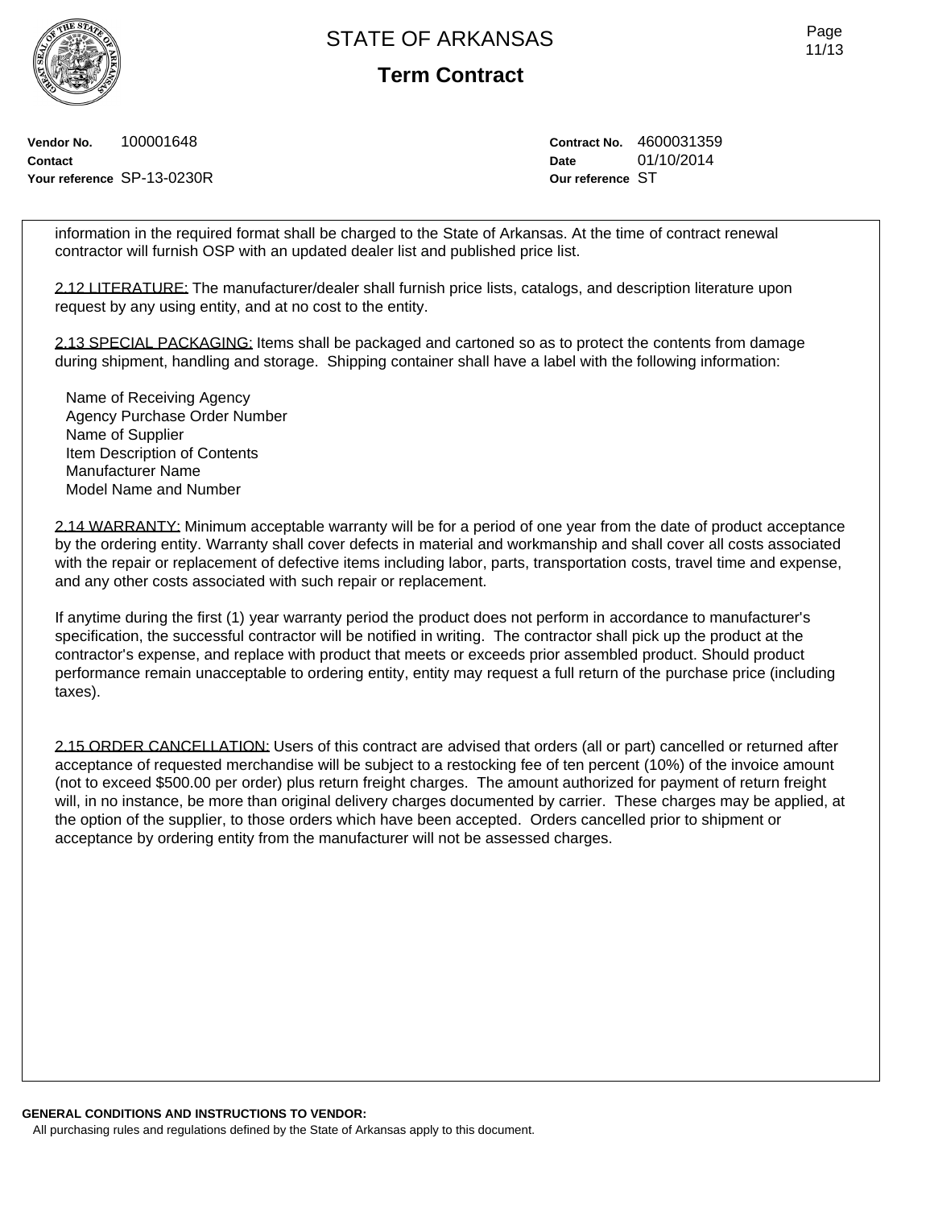# STATE OF ARKANSAS

## Term Contract

**Vendor No.** 100001648
**Contact**
**Your reference** SP-13-0230R

**Contract No.** 4600031359
**Date** 01/10/2014
**Our reference** ST

information in the required format shall be charged to the State of Arkansas. At the time of contract renewal contractor will furnish OSP with an updated dealer list and published price list.

2.12 LITERATURE: The manufacturer/dealer shall furnish price lists, catalogs, and description literature upon request by any using entity, and at no cost to the entity.

2.13 SPECIAL PACKAGING: Items shall be packaged and cartoned so as to protect the contents from damage during shipment, handling and storage. Shipping container shall have a label with the following information:

Name of Receiving Agency
Agency Purchase Order Number
Name of Supplier
Item Description of Contents
Manufacturer Name
Model Name and Number

2.14 WARRANTY: Minimum acceptable warranty will be for a period of one year from the date of product acceptance by the ordering entity. Warranty shall cover defects in material and workmanship and shall cover all costs associated with the repair or replacement of defective items including labor, parts, transportation costs, travel time and expense, and any other costs associated with such repair or replacement.

If anytime during the first (1) year warranty period the product does not perform in accordance to manufacturer's specification, the successful contractor will be notified in writing. The contractor shall pick up the product at the contractor's expense, and replace with product that meets or exceeds prior assembled product. Should product performance remain unacceptable to ordering entity, entity may request a full return of the purchase price (including taxes).

2.15 ORDER CANCELLATION: Users of this contract are advised that orders (all or part) cancelled or returned after acceptance of requested merchandise will be subject to a restocking fee of ten percent (10%) of the invoice amount (not to exceed $500.00 per order) plus return freight charges. The amount authorized for payment of return freight will, in no instance, be more than original delivery charges documented by carrier. These charges may be applied, at the option of the supplier, to those orders which have been accepted. Orders cancelled prior to shipment or acceptance by ordering entity from the manufacturer will not be assessed charges.

**GENERAL CONDITIONS AND INSTRUCTIONS TO VENDOR:**
All purchasing rules and regulations defined by the State of Arkansas apply to this document.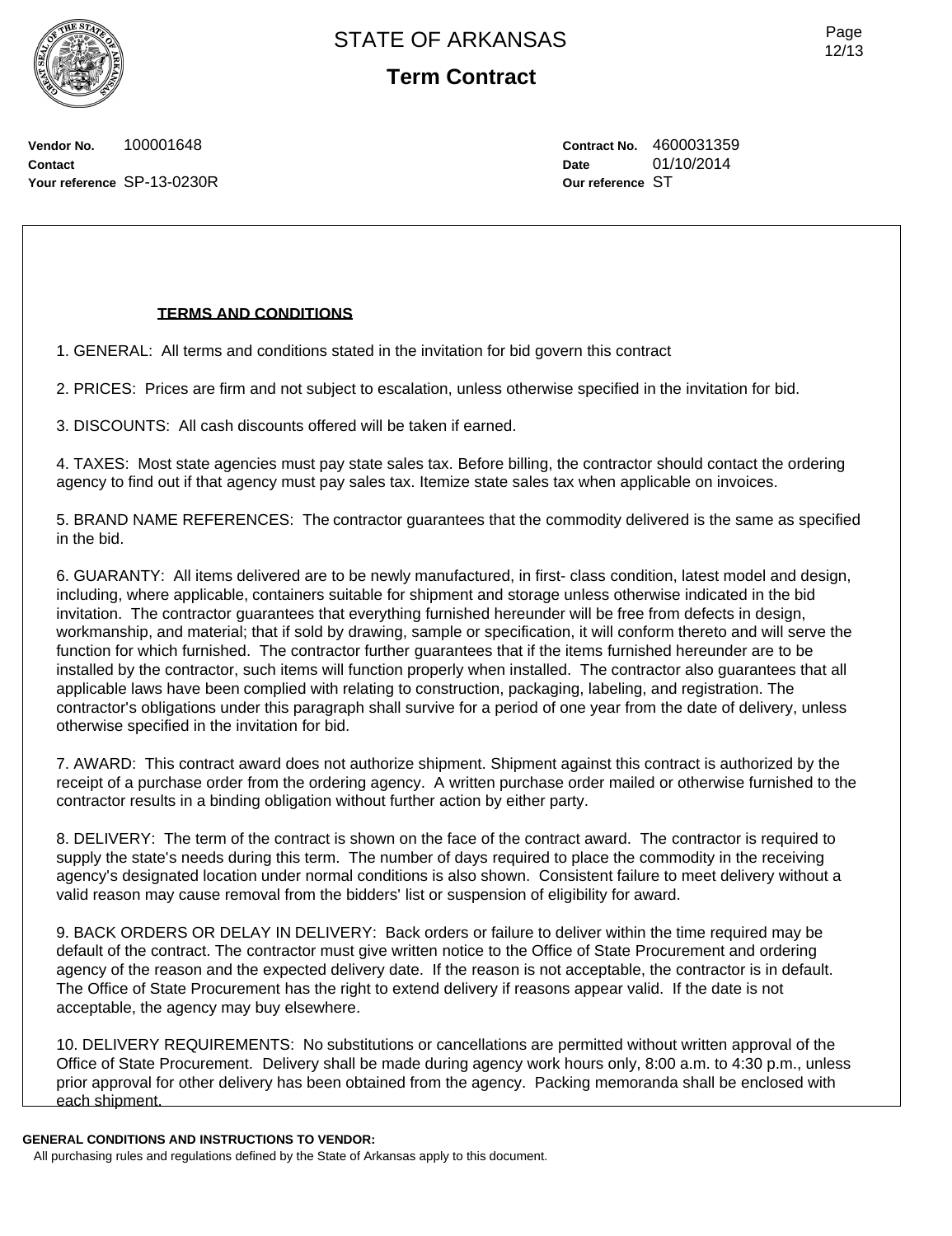# STATE OF ARKANSAS

## Term Contract

**Vendor No.** 100001648
**Contact**
**Your reference** SP-13-0230R

**Contract No.** 4600031359
**Date** 01/10/2014
**Our reference** ST

**TERMS AND CONDITIONS**

1. GENERAL: All terms and conditions stated in the invitation for bid govern this contract

2. PRICES: Prices are firm and not subject to escalation, unless otherwise specified in the invitation for bid.

3. DISCOUNTS: All cash discounts offered will be taken if earned.

4. TAXES: Most state agencies must pay state sales tax. Before billing, the contractor should contact the ordering agency to find out if that agency must pay sales tax. Itemize state sales tax when applicable on invoices.

5. BRAND NAME REFERENCES: The contractor guarantees that the commodity delivered is the same as specified in the bid.

6. GUARANTY: All items delivered are to be newly manufactured, in first- class condition, latest model and design, including, where applicable, containers suitable for shipment and storage unless otherwise indicated in the bid invitation. The contractor guarantees that everything furnished hereunder will be free from defects in design, workmanship, and material; that if sold by drawing, sample or specification, it will conform thereto and will serve the function for which furnished. The contractor further guarantees that if the items furnished hereunder are to be installed by the contractor, such items will function properly when installed. The contractor also guarantees that all applicable laws have been complied with relating to construction, packaging, labeling, and registration. The contractor's obligations under this paragraph shall survive for a period of one year from the date of delivery, unless otherwise specified in the invitation for bid.

7. AWARD: This contract award does not authorize shipment. Shipment against this contract is authorized by the receipt of a purchase order from the ordering agency. A written purchase order mailed or otherwise furnished to the contractor results in a binding obligation without further action by either party.

8. DELIVERY: The term of the contract is shown on the face of the contract award. The contractor is required to supply the state's needs during this term. The number of days required to place the commodity in the receiving agency's designated location under normal conditions is also shown. Consistent failure to meet delivery without a valid reason may cause removal from the bidders' list or suspension of eligibility for award.

9. BACK ORDERS OR DELAY IN DELIVERY: Back orders or failure to deliver within the time required may be default of the contract. The contractor must give written notice to the Office of State Procurement and ordering agency of the reason and the expected delivery date. If the reason is not acceptable, the contractor is in default. The Office of State Procurement has the right to extend delivery if reasons appear valid. If the date is not acceptable, the agency may buy elsewhere.

10. DELIVERY REQUIREMENTS: No substitutions or cancellations are permitted without written approval of the Office of State Procurement. Delivery shall be made during agency work hours only, 8:00 a.m. to 4:30 p.m., unless prior approval for other delivery has been obtained from the agency. Packing memoranda shall be enclosed with each shipment.

**GENERAL CONDITIONS AND INSTRUCTIONS TO VENDOR:**
All purchasing rules and regulations defined by the State of Arkansas apply to this document.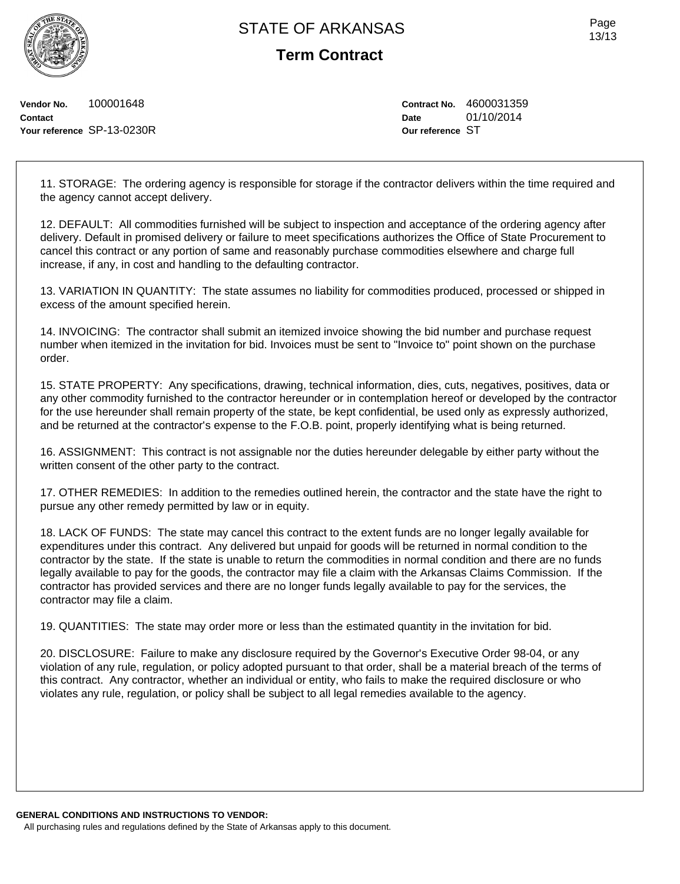Vendor No. 100001648
Contact
Your reference SP-13-0230R

Contract No. 4600031359
Date 01/10/2014
Our reference ST

11. STORAGE: The ordering agency is responsible for storage if the contractor delivers within the time required and the agency cannot accept delivery.

12. DEFAULT: All commodities furnished will be subject to inspection and acceptance of the ordering agency after delivery. Default in promised delivery or failure to meet specifications authorizes the Office of State Procurement to cancel this contract or any portion of same and reasonably purchase commodities elsewhere and charge full increase, if any, in cost and handling to the defaulting contractor.

13. VARIATION IN QUANTITY: The state assumes no liability for commodities produced, processed or shipped in excess of the amount specified herein.

14. INVOICING: The contractor shall submit an itemized invoice showing the bid number and purchase request number when itemized in the invitation for bid. Invoices must be sent to "Invoice to" point shown on the purchase order.

15. STATE PROPERTY: Any specifications, drawing, technical information, dies, cuts, negatives, positives, data or any other commodity furnished to the contractor hereunder or in contemplation hereof or developed by the contractor for the use hereunder shall remain property of the state, be kept confidential, be used only as expressly authorized, and be returned at the contractor's expense to the F.O.B. point, properly identifying what is being returned.

16. ASSIGNMENT: This contract is not assignable nor the duties hereunder delegable by either party without the written consent of the other party to the contract.

17. OTHER REMEDIES: In addition to the remedies outlined herein, the contractor and the state have the right to pursue any other remedy permitted by law or in equity.

18. LACK OF FUNDS: The state may cancel this contract to the extent funds are no longer legally available for expenditures under this contract. Any delivered but unpaid for goods will be returned in normal condition to the contractor by the state. If the state is unable to return the commodities in normal condition and there are no funds legally available to pay for the goods, the contractor may file a claim with the Arkansas Claims Commission. If the contractor has provided services and there are no longer funds legally available to pay for the services, the contractor may file a claim.

19. QUANTITIES: The state may order more or less than the estimated quantity in the invitation for bid.

20. DISCLOSURE: Failure to make any disclosure required by the Governor's Executive Order 98-04, or any violation of any rule, regulation, or policy adopted pursuant to that order, shall be a material breach of the terms of this contract. Any contractor, whether an individual or entity, who fails to make the required disclosure or who violates any rule, regulation, or policy shall be subject to all legal remedies available to the agency.

**GENERAL CONDITIONS AND INSTRUCTIONS TO VENDOR:**
All purchasing rules and regulations defined by the State of Arkansas apply to this document.